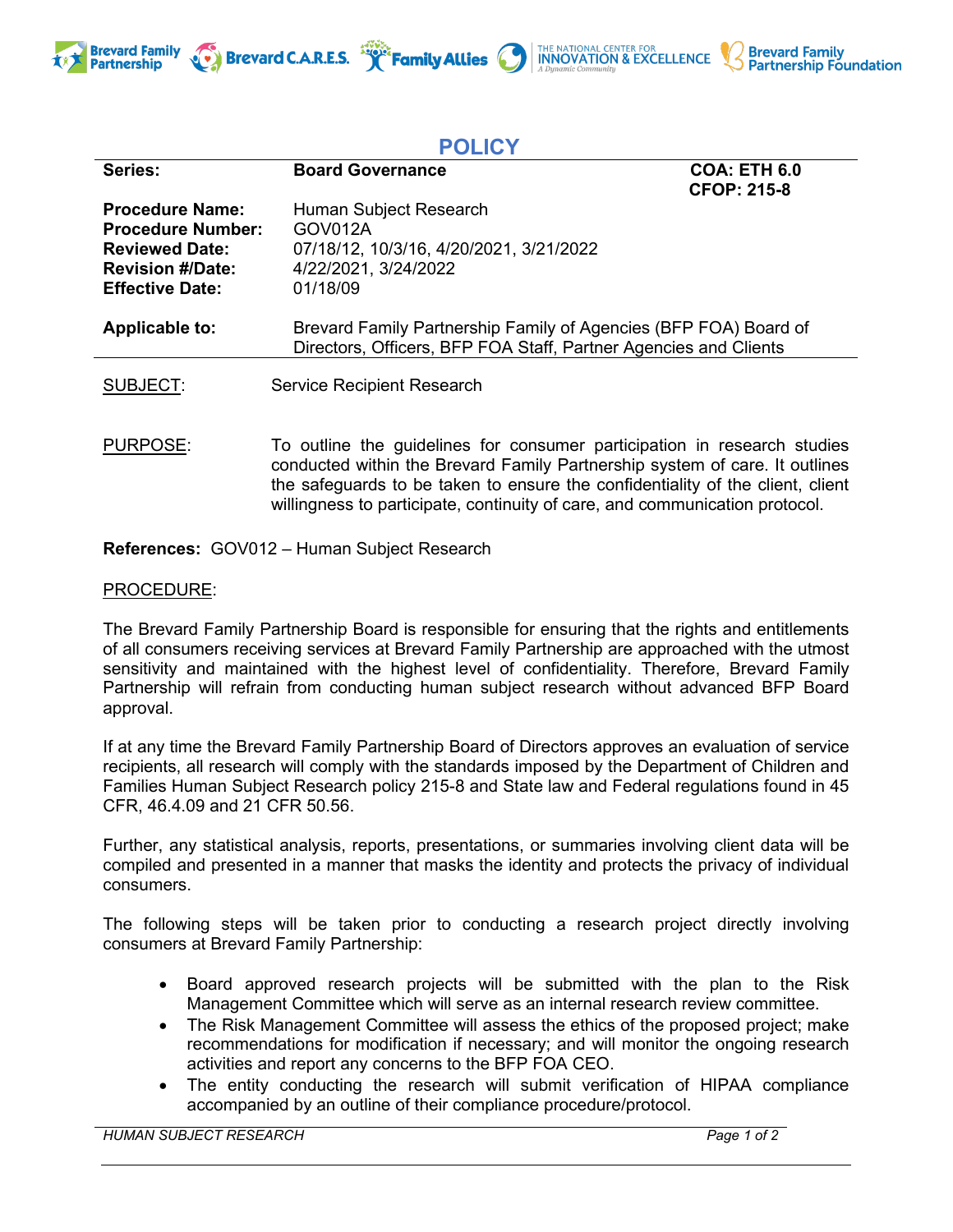# POLICY

| | | |
|---|---|---|
| **Series:** | **Board Governance** | **COA: ETH 6.0**<br>**CFOP: 215-8** |
| **Procedure Name:** | Human Subject Research | |
| **Procedure Number:** | GOV012A | |
| **Reviewed Date:** | 07/18/12, 10/3/16, 4/20/2021, 3/21/2022 | |
| **Revision #/Date:** | 4/22/2021, 3/24/2022 | |
| **Effective Date:** | 01/18/09 | |
| **Applicable to:** | Brevard Family Partnership Family of Agencies (BFP FOA) Board of Directors, Officers, BFP FOA Staff, Partner Agencies and Clients | |

SUBJECT: Service Recipient Research

PURPOSE: To outline the guidelines for consumer participation in research studies conducted within the Brevard Family Partnership system of care. It outlines the safeguards to be taken to ensure the confidentiality of the client, client willingness to participate, continuity of care, and communication protocol.

**References:** GOV012 – Human Subject Research

PROCEDURE:

The Brevard Family Partnership Board is responsible for ensuring that the rights and entitlements of all consumers receiving services at Brevard Family Partnership are approached with the utmost sensitivity and maintained with the highest level of confidentiality. Therefore, Brevard Family Partnership will refrain from conducting human subject research without advanced BFP Board approval.

If at any time the Brevard Family Partnership Board of Directors approves an evaluation of service recipients, all research will comply with the standards imposed by the Department of Children and Families Human Subject Research policy 215-8 and State law and Federal regulations found in 45 CFR, 46.4.09 and 21 CFR 50.56.

Further, any statistical analysis, reports, presentations, or summaries involving client data will be compiled and presented in a manner that masks the identity and protects the privacy of individual consumers.

The following steps will be taken prior to conducting a research project directly involving consumers at Brevard Family Partnership:

- Board approved research projects will be submitted with the plan to the Risk Management Committee which will serve as an internal research review committee.
- The Risk Management Committee will assess the ethics of the proposed project; make recommendations for modification if necessary; and will monitor the ongoing research activities and report any concerns to the BFP FOA CEO.
- The entity conducting the research will submit verification of HIPAA compliance accompanied by an outline of their compliance procedure/protocol.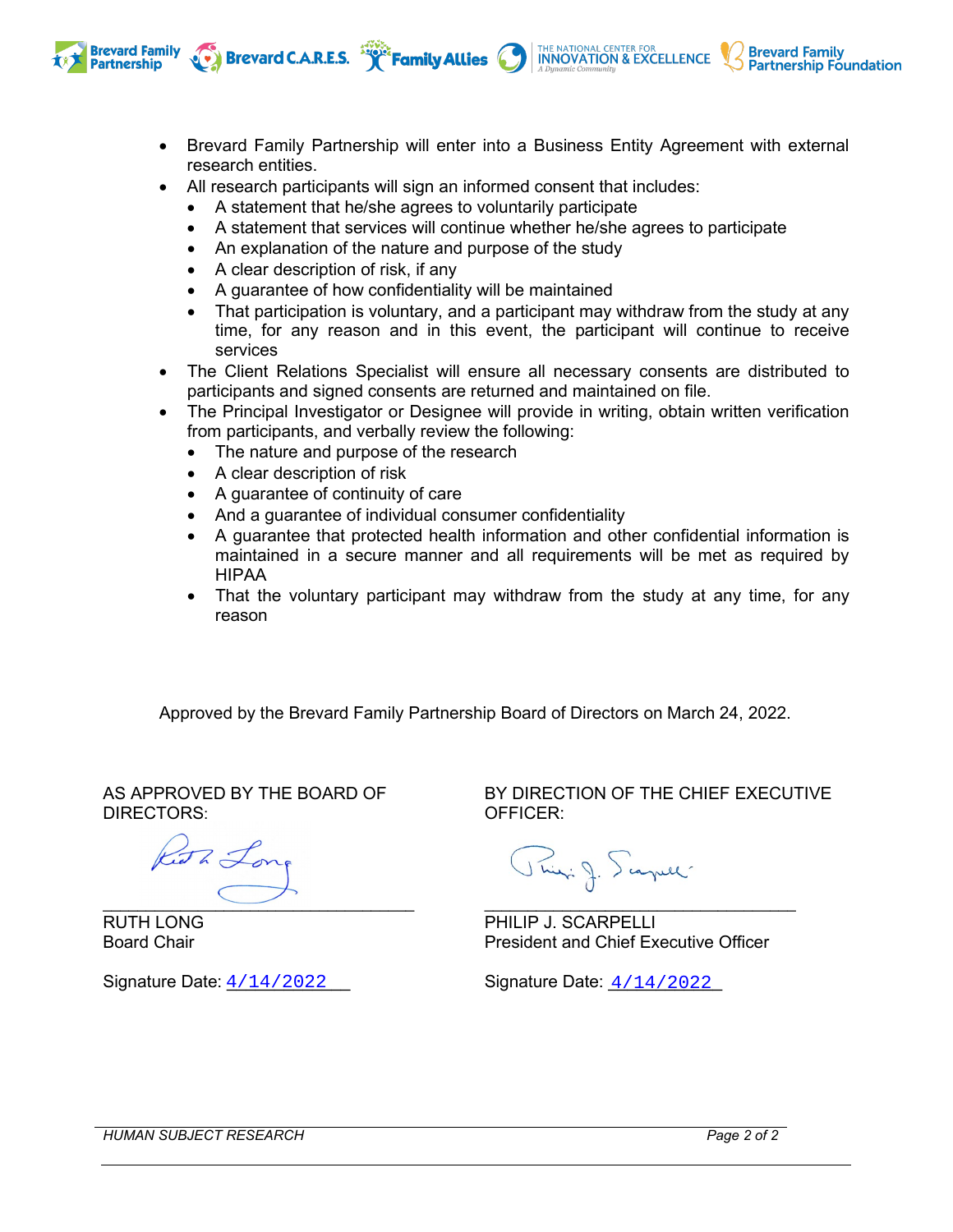- Brevard Family Partnership will enter into a Business Entity Agreement with external research entities.
- All research participants will sign an informed consent that includes:
  - A statement that he/she agrees to voluntarily participate
  - A statement that services will continue whether he/she agrees to participate
  - An explanation of the nature and purpose of the study
  - A clear description of risk, if any
  - A guarantee of how confidentiality will be maintained
  - That participation is voluntary, and a participant may withdraw from the study at any time, for any reason and in this event, the participant will continue to receive services
- The Client Relations Specialist will ensure all necessary consents are distributed to participants and signed consents are returned and maintained on file.
- The Principal Investigator or Designee will provide in writing, obtain written verification from participants, and verbally review the following:
  - The nature and purpose of the research
  - A clear description of risk
  - A guarantee of continuity of care
  - And a guarantee of individual consumer confidentiality
  - A guarantee that protected health information and other confidential information is maintained in a secure manner and all requirements will be met as required by HIPAA
  - That the voluntary participant may withdraw from the study at any time, for any reason

Approved by the Brevard Family Partnership Board of Directors on March 24, 2022.

AS APPROVED BY THE BOARD OF DIRECTORS:

RUTH LONG
Board Chair

Signature Date: 4/14/2022

BY DIRECTION OF THE CHIEF EXECUTIVE OFFICER:

PHILIP J. SCARPELLI
President and Chief Executive Officer

Signature Date: 4/14/2022